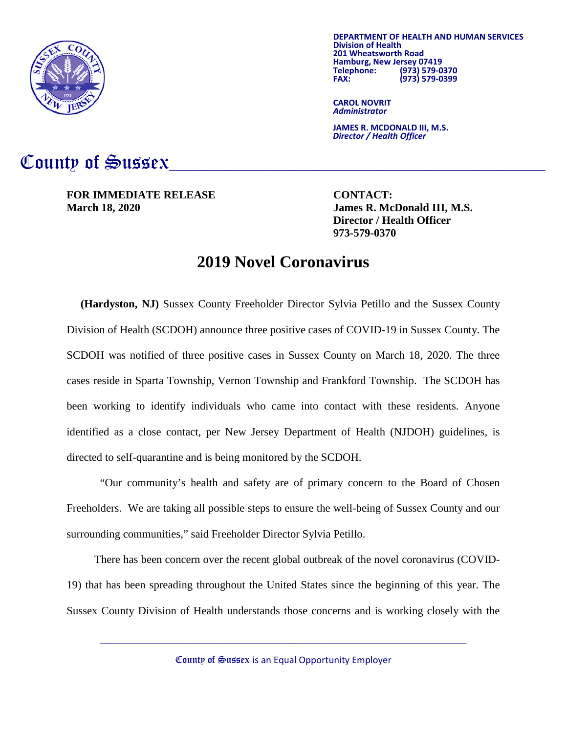**DEPARTMENT OF HEALTH AND HUMAN SERVICES**
**Division of Health**
**201 Wheatsworth Road**
**Hamburg, New Jersey 07419**
**Telephone: (973) 579-0370**
**FAX: (973) 579-0399**

**CAROL NOVRIT**
***Administrator***

**JAMES R. MCDONALD III, M.S.**
***Director / Health Officer***

# County of Sussex

**FOR IMMEDIATE RELEASE**
**March 18, 2020**

**CONTACT:**
**James R. McDonald III, M.S.**
**Director / Health Officer**
**973-579-0370**

## 2019 Novel Coronavirus

**(Hardyston, NJ)** Sussex County Freeholder Director Sylvia Petillo and the Sussex County Division of Health (SCDOH) announce three positive cases of COVID-19 in Sussex County. The SCDOH was notified of three positive cases in Sussex County on March 18, 2020. The three cases reside in Sparta Township, Vernon Township and Frankford Township. The SCDOH has been working to identify individuals who came into contact with these residents. Anyone identified as a close contact, per New Jersey Department of Health (NJDOH) guidelines, is directed to self-quarantine and is being monitored by the SCDOH.

"Our community's health and safety are of primary concern to the Board of Chosen Freeholders. We are taking all possible steps to ensure the well-being of Sussex County and our surrounding communities," said Freeholder Director Sylvia Petillo.

There has been concern over the recent global outbreak of the novel coronavirus (COVID-19) that has been spreading throughout the United States since the beginning of this year. The Sussex County Division of Health understands those concerns and is working closely with the

County of Sussex is an Equal Opportunity Employer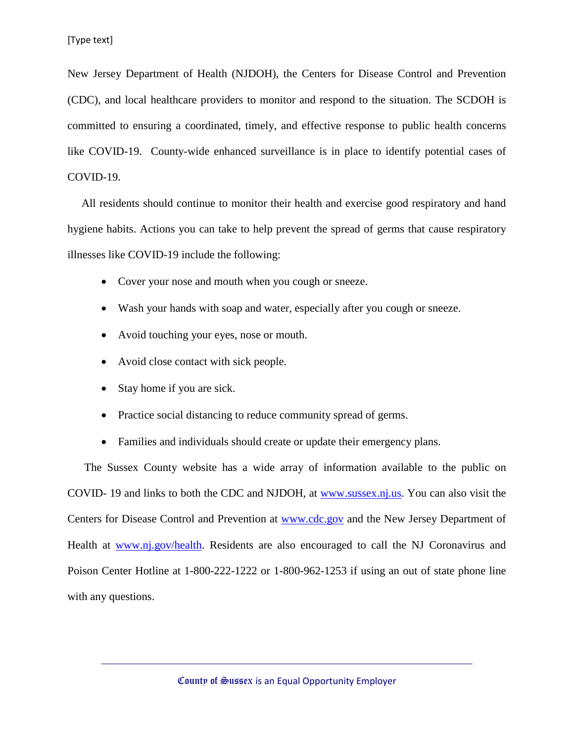New Jersey Department of Health (NJDOH), the Centers for Disease Control and Prevention (CDC), and local healthcare providers to monitor and respond to the situation. The SCDOH is committed to ensuring a coordinated, timely, and effective response to public health concerns like COVID-19. County-wide enhanced surveillance is in place to identify potential cases of COVID-19.

All residents should continue to monitor their health and exercise good respiratory and hand hygiene habits. Actions you can take to help prevent the spread of germs that cause respiratory illnesses like COVID-19 include the following:

- Cover your nose and mouth when you cough or sneeze.
- Wash your hands with soap and water, especially after you cough or sneeze.
- Avoid touching your eyes, nose or mouth.
- Avoid close contact with sick people.
- Stay home if you are sick.
- Practice social distancing to reduce community spread of germs.
- Families and individuals should create or update their emergency plans.

The Sussex County website has a wide array of information available to the public on COVID- 19 and links to both the CDC and NJDOH, at www.sussex.nj.us. You can also visit the Centers for Disease Control and Prevention at www.cdc.gov and the New Jersey Department of Health at www.nj.gov/health. Residents are also encouraged to call the NJ Coronavirus and Poison Center Hotline at 1-800-222-1222 or 1-800-962-1253 if using an out of state phone line with any questions.

County of Sussex is an Equal Opportunity Employer